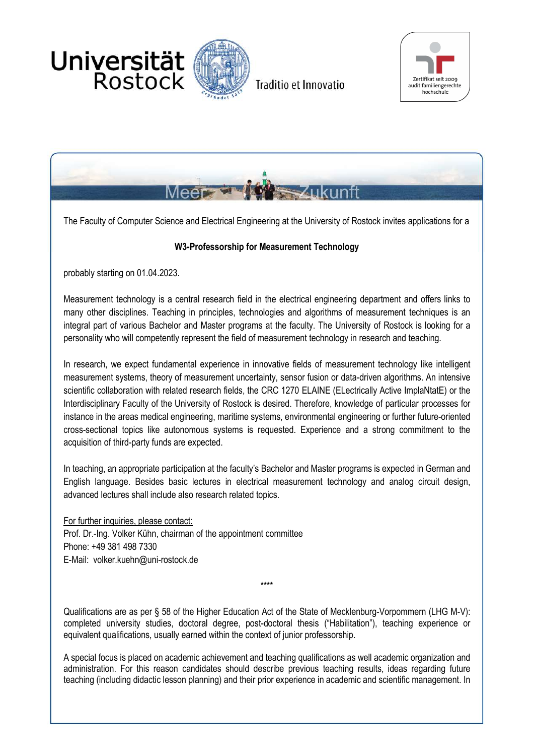Universität Rostock

Traditio et Innovatio

Zertifikat seit 2009 audit familiengerechte hochschule

Meer Zukunft

The Faculty of Computer Science and Electrical Engineering at the University of Rostock invites applications for a

**W3-Professorship for Measurement Technology**

probably starting on 01.04.2023.

Measurement technology is a central research field in the electrical engineering department and offers links to many other disciplines. Teaching in principles, technologies and algorithms of measurement techniques is an integral part of various Bachelor and Master programs at the faculty. The University of Rostock is looking for a personality who will competently represent the field of measurement technology in research and teaching.

In research, we expect fundamental experience in innovative fields of measurement technology like intelligent measurement systems, theory of measurement uncertainty, sensor fusion or data-driven algorithms. An intensive scientific collaboration with related research fields, the CRC 1270 ELAINE (ELectrically Active ImplaNtatE) or the Interdisciplinary Faculty of the University of Rostock is desired. Therefore, knowledge of particular processes for instance in the areas medical engineering, maritime systems, environmental engineering or further future-oriented cross-sectional topics like autonomous systems is requested. Experience and a strong commitment to the acquisition of third-party funds are expected.

In teaching, an appropriate participation at the faculty's Bachelor and Master programs is expected in German and English language. Besides basic lectures in electrical measurement technology and analog circuit design, advanced lectures shall include also research related topics.

For further inquiries, please contact:
Prof. Dr.-Ing. Volker Kühn, chairman of the appointment committee
Phone: +49 381 498 7330
E-Mail: volker.kuehn@uni-rostock.de

****

Qualifications are as per § 58 of the Higher Education Act of the State of Mecklenburg-Vorpommern (LHG M-V): completed university studies, doctoral degree, post-doctoral thesis ("Habilitation"), teaching experience or equivalent qualifications, usually earned within the context of junior professorship.

A special focus is placed on academic achievement and teaching qualifications as well academic organization and administration. For this reason candidates should describe previous teaching results, ideas regarding future teaching (including didactic lesson planning) and their prior experience in academic and scientific management. In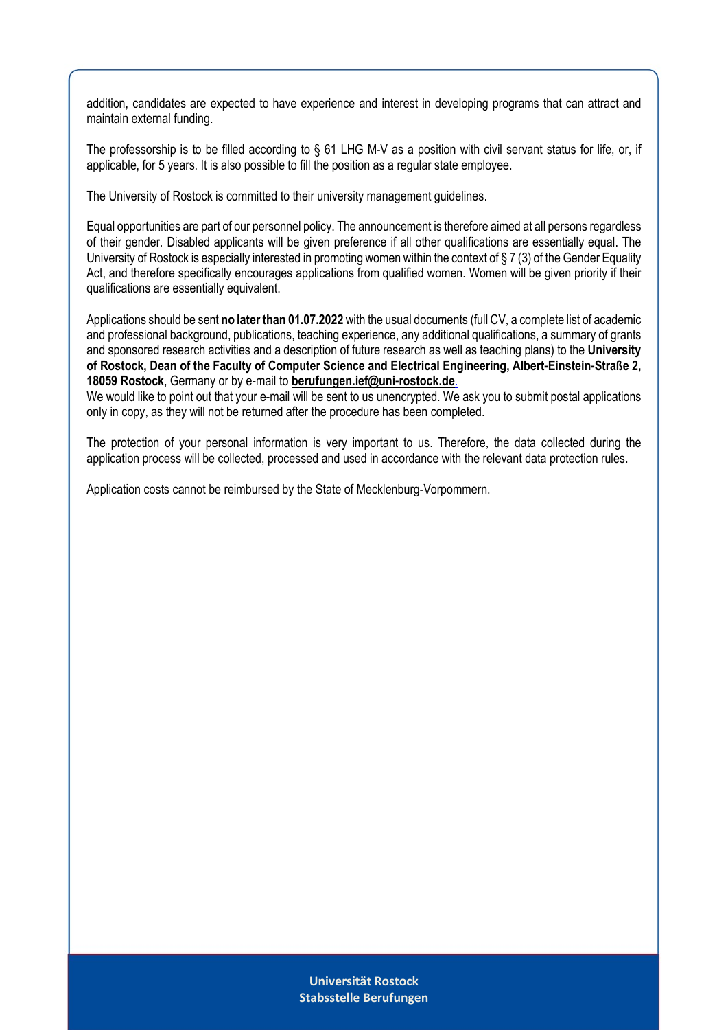addition, candidates are expected to have experience and interest in developing programs that can attract and maintain external funding.

The professorship is to be filled according to § 61 LHG M-V as a position with civil servant status for life, or, if applicable, for 5 years. It is also possible to fill the position as a regular state employee.

The University of Rostock is committed to their university management guidelines.

Equal opportunities are part of our personnel policy. The announcement is therefore aimed at all persons regardless of their gender. Disabled applicants will be given preference if all other qualifications are essentially equal. The University of Rostock is especially interested in promoting women within the context of § 7 (3) of the Gender Equality Act, and therefore specifically encourages applications from qualified women. Women will be given priority if their qualifications are essentially equivalent.

Applications should be sent **no later than 01.07.2022** with the usual documents (full CV, a complete list of academic and professional background, publications, teaching experience, any additional qualifications, a summary of grants and sponsored research activities and a description of future research as well as teaching plans) to the **University of Rostock, Dean of the Faculty of Computer Science and Electrical Engineering, Albert-Einstein-Straße 2, 18059 Rostock**, Germany or by e-mail to **berufungen.ief@uni-rostock.de**.
We would like to point out that your e-mail will be sent to us unencrypted. We ask you to submit postal applications only in copy, as they will not be returned after the procedure has been completed.

The protection of your personal information is very important to us. Therefore, the data collected during the application process will be collected, processed and used in accordance with the relevant data protection rules.

Application costs cannot be reimbursed by the State of Mecklenburg-Vorpommern.

**Universität Rostock**
**Stabsstelle Berufungen**